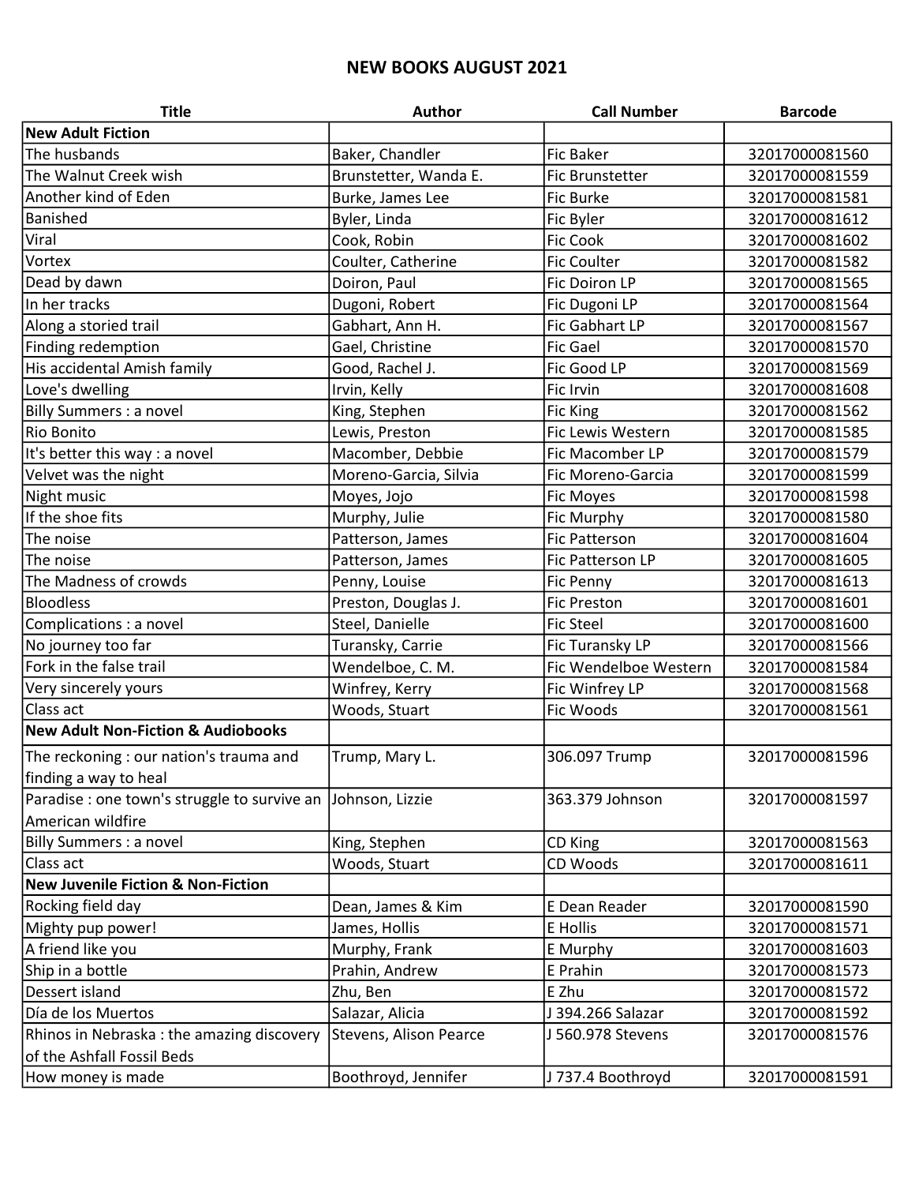# NEW BOOKS AUGUST 2021

| Title | Author | Call Number | Barcode |
|---|---|---|---|
| **New Adult Fiction** | | | |
| The husbands | Baker, Chandler | Fic Baker | 32017000081560 |
| The Walnut Creek wish | Brunstetter, Wanda E. | Fic Brunstetter | 32017000081559 |
| Another kind of Eden | Burke, James Lee | Fic Burke | 32017000081581 |
| Banished | Byler, Linda | Fic Byler | 32017000081612 |
| Viral | Cook, Robin | Fic Cook | 32017000081602 |
| Vortex | Coulter, Catherine | Fic Coulter | 32017000081582 |
| Dead by dawn | Doiron, Paul | Fic Doiron LP | 32017000081565 |
| In her tracks | Dugoni, Robert | Fic Dugoni LP | 32017000081564 |
| Along a storied trail | Gabhart, Ann H. | Fic Gabhart LP | 32017000081567 |
| Finding redemption | Gael, Christine | Fic Gael | 32017000081570 |
| His accidental Amish family | Good, Rachel J. | Fic Good LP | 32017000081569 |
| Love's dwelling | Irvin, Kelly | Fic Irvin | 32017000081608 |
| Billy Summers : a novel | King, Stephen | Fic King | 32017000081562 |
| Rio Bonito | Lewis, Preston | Fic Lewis Western | 32017000081585 |
| It's better this way : a novel | Macomber, Debbie | Fic Macomber LP | 32017000081579 |
| Velvet was the night | Moreno-Garcia, Silvia | Fic Moreno-Garcia | 32017000081599 |
| Night music | Moyes, Jojo | Fic Moyes | 32017000081598 |
| If the shoe fits | Murphy, Julie | Fic Murphy | 32017000081580 |
| The noise | Patterson, James | Fic Patterson | 32017000081604 |
| The noise | Patterson, James | Fic Patterson LP | 32017000081605 |
| The Madness of crowds | Penny, Louise | Fic Penny | 32017000081613 |
| Bloodless | Preston, Douglas J. | Fic Preston | 32017000081601 |
| Complications : a novel | Steel, Danielle | Fic Steel | 32017000081600 |
| No journey too far | Turansky, Carrie | Fic Turansky LP | 32017000081566 |
| Fork in the false trail | Wendelboe, C. M. | Fic Wendelboe Western | 32017000081584 |
| Very sincerely yours | Winfrey, Kerry | Fic Winfrey LP | 32017000081568 |
| Class act | Woods, Stuart | Fic Woods | 32017000081561 |
| **New Adult Non-Fiction & Audiobooks** | | | |
| The reckoning : our nation's trauma and finding a way to heal | Trump, Mary L. | 306.097 Trump | 32017000081596 |
| Paradise : one town's struggle to survive an American wildfire | Johnson, Lizzie | 363.379 Johnson | 32017000081597 |
| Billy Summers : a novel | King, Stephen | CD King | 32017000081563 |
| Class act | Woods, Stuart | CD Woods | 32017000081611 |
| **New Juvenile Fiction & Non-Fiction** | | | |
| Rocking field day | Dean, James & Kim | E Dean Reader | 32017000081590 |
| Mighty pup power! | James, Hollis | E Hollis | 32017000081571 |
| A friend like you | Murphy, Frank | E Murphy | 32017000081603 |
| Ship in a bottle | Prahin, Andrew | E Prahin | 32017000081573 |
| Dessert island | Zhu, Ben | E Zhu | 32017000081572 |
| Día de los Muertos | Salazar, Alicia | J 394.266 Salazar | 32017000081592 |
| Rhinos in Nebraska : the amazing discovery of the Ashfall Fossil Beds | Stevens, Alison Pearce | J 560.978 Stevens | 32017000081576 |
| How money is made | Boothroyd, Jennifer | J 737.4 Boothroyd | 32017000081591 |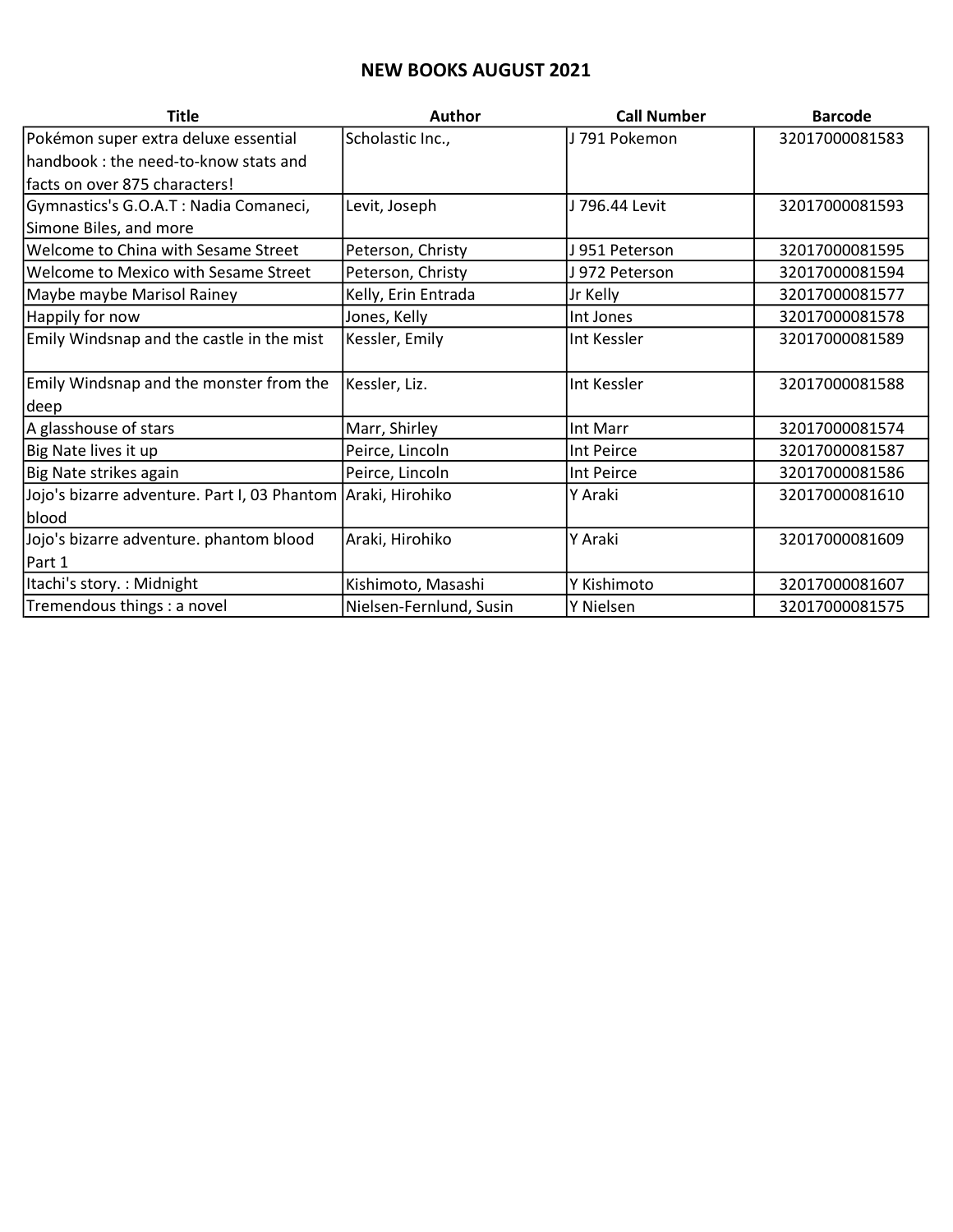# NEW BOOKS AUGUST 2021

| Title | Author | Call Number | Barcode |
|---|---|---|---|
| Pokémon super extra deluxe essential handbook : the need-to-know stats and facts on over 875 characters! | Scholastic Inc., | J 791 Pokemon | 32017000081583 |
| Gymnastics's G.O.A.T : Nadia Comaneci, Simone Biles, and more | Levit, Joseph | J 796.44 Levit | 32017000081593 |
| Welcome to China with Sesame Street | Peterson, Christy | J 951 Peterson | 32017000081595 |
| Welcome to Mexico with Sesame Street | Peterson, Christy | J 972 Peterson | 32017000081594 |
| Maybe maybe Marisol Rainey | Kelly, Erin Entrada | Jr Kelly | 32017000081577 |
| Happily for now | Jones, Kelly | Int Jones | 32017000081578 |
| Emily Windsnap and the castle in the mist | Kessler, Emily | Int Kessler | 32017000081589 |
| Emily Windsnap and the monster from the deep | Kessler, Liz. | Int Kessler | 32017000081588 |
| A glasshouse of stars | Marr, Shirley | Int Marr | 32017000081574 |
| Big Nate lives it up | Peirce, Lincoln | Int Peirce | 32017000081587 |
| Big Nate strikes again | Peirce, Lincoln | Int Peirce | 32017000081586 |
| Jojo's bizarre adventure. Part I, 03 Phantom blood | Araki, Hirohiko | Y Araki | 32017000081610 |
| Jojo's bizarre adventure. phantom blood Part 1 | Araki, Hirohiko | Y Araki | 32017000081609 |
| Itachi's story. : Midnight | Kishimoto, Masashi | Y Kishimoto | 32017000081607 |
| Tremendous things : a novel | Nielsen-Fernlund, Susin | Y Nielsen | 32017000081575 |